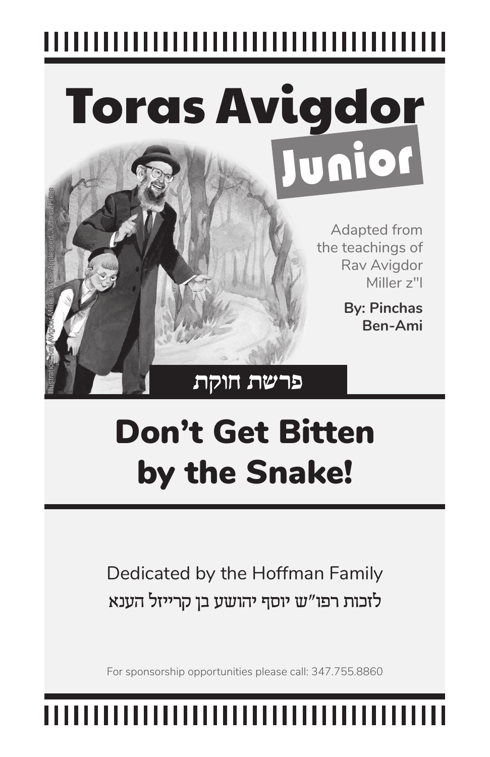# Toras Avigdor Junior

Illustration: Rav Avigdor Miller and the Appleseed, Judaica Press

Adapted from the teachings of Rav Avigdor Miller z"l

**By: Pinchas Ben-Ami**

פרשת חוקת

# Don't Get Bitten by the Snake!

Dedicated by the Hoffman Family

לזכות רפו"ש יוסף יהושע בן קרייזל הענא

For sponsorship opportunities please call: 347.755.8860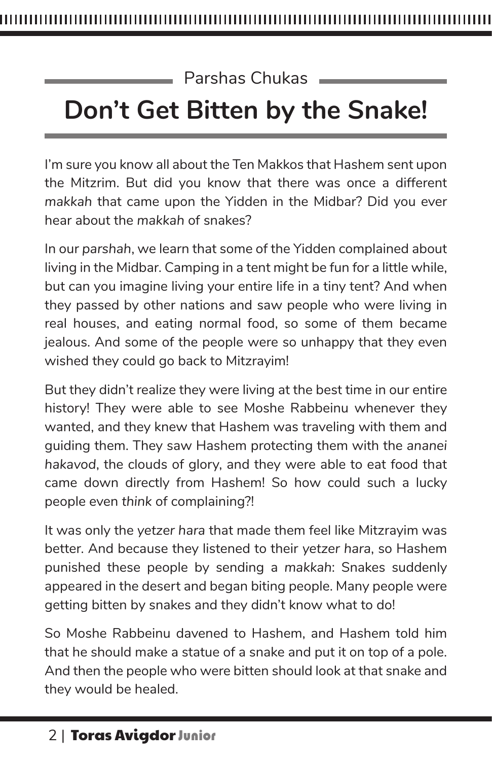Parshas Chukas

# Don't Get Bitten by the Snake!

I'm sure you know all about the Ten Makkos that Hashem sent upon the Mitzrim. But did you know that there was once a different *makkah* that came upon the Yidden in the Midbar? Did you ever hear about the *makkah* of snakes?

In our *parshah*, we learn that some of the Yidden complained about living in the Midbar. Camping in a tent might be fun for a little while, but can you imagine living your entire life in a tiny tent? And when they passed by other nations and saw people who were living in real houses, and eating normal food, so some of them became jealous. And some of the people were so unhappy that they even wished they could go back to Mitzrayim!

But they didn't realize they were living at the best time in our entire history! They were able to see Moshe Rabbeinu whenever they wanted, and they knew that Hashem was traveling with them and guiding them. They saw Hashem protecting them with the *ananei hakavod*, the clouds of glory, and they were able to eat food that came down directly from Hashem! So how could such a lucky people even *think* of complaining?!

It was only the *yetzer hara* that made them feel like Mitzrayim was better. And because they listened to their *yetzer hara*, so Hashem punished these people by sending a *makkah*: Snakes suddenly appeared in the desert and began biting people. Many people were getting bitten by snakes and they didn't know what to do!

So Moshe Rabbeinu davened to Hashem, and Hashem told him that he should make a statue of a snake and put it on top of a pole. And then the people who were bitten should look at that snake and they would be healed.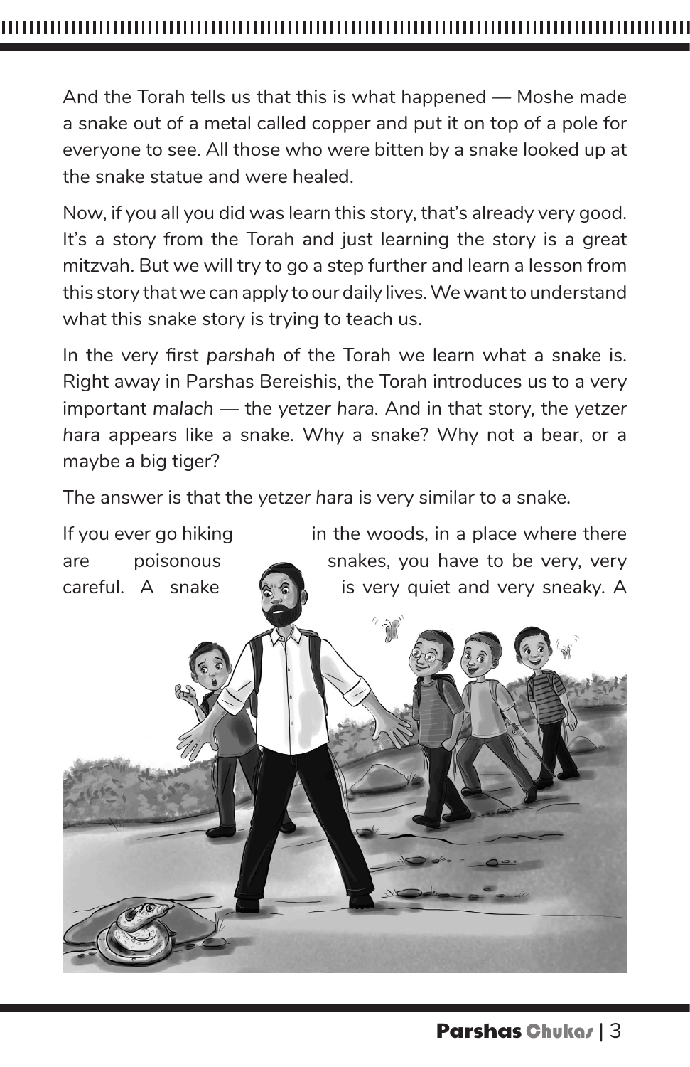And the Torah tells us that this is what happened — Moshe made a snake out of a metal called copper and put it on top of a pole for everyone to see. All those who were bitten by a snake looked up at the snake statue and were healed.

Now, if you all you did was learn this story, that's already very good. It's a story from the Torah and just learning the story is a great mitzvah. But we will try to go a step further and learn a lesson from this story that we can apply to our daily lives. We want to understand what this snake story is trying to teach us.

In the very first *parshah* of the Torah we learn what a snake is. Right away in Parshas Bereishis, the Torah introduces us to a very important *malach* — the *yetzer hara*. And in that story, the *yetzer hara* appears like a snake. Why a snake? Why not a bear, or a maybe a big tiger?

The answer is that the *yetzer hara* is very similar to a snake.

If you ever go hiking in the woods, in a place where there are poisonous snakes, you have to be very, very careful. A snake is very quiet and very sneaky. A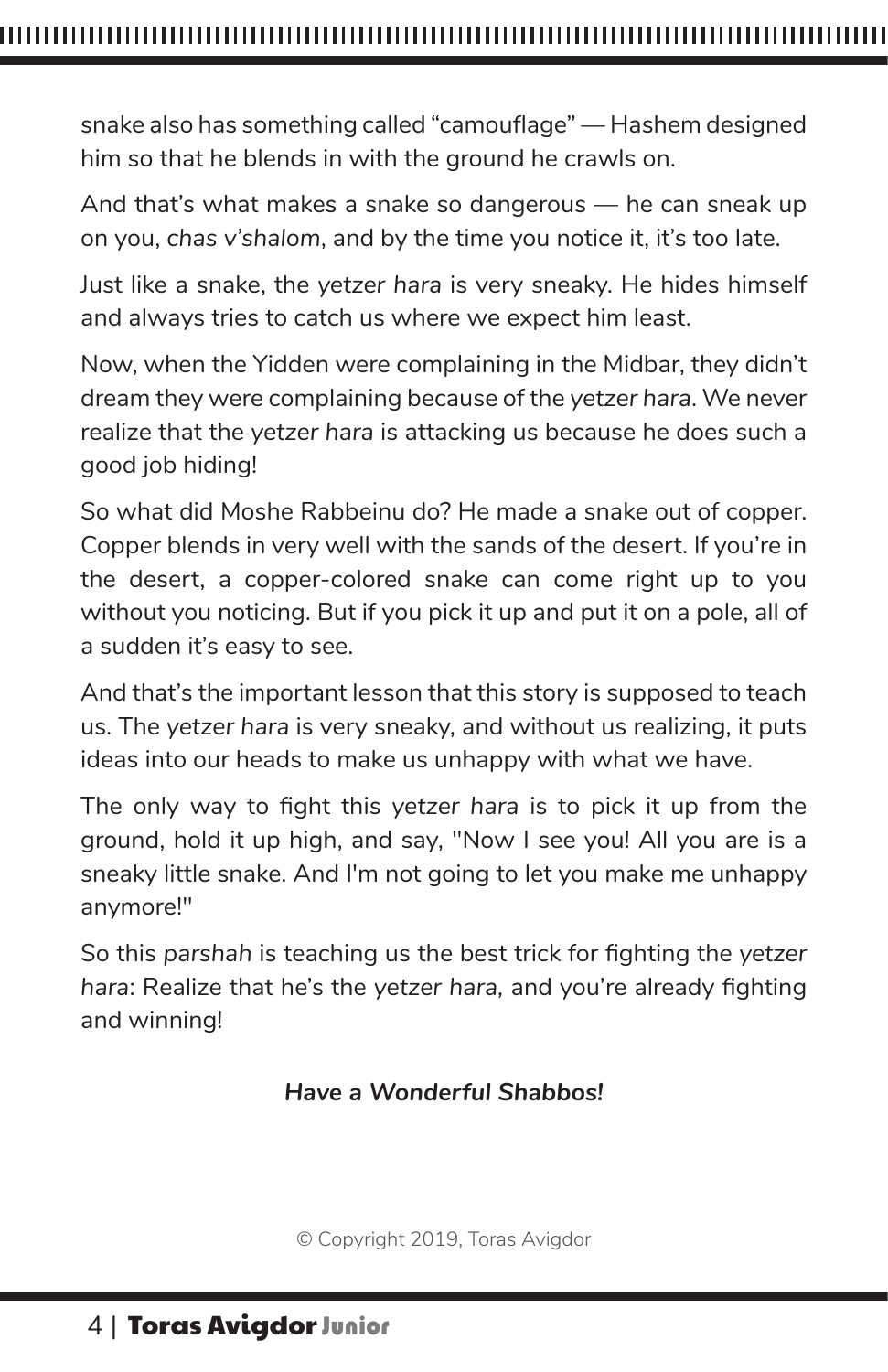snake also has something called “camouflage” — Hashem designed him so that he blends in with the ground he crawls on.

And that’s what makes a snake so dangerous — he can sneak up on you, *chas v’shalom*, and by the time you notice it, it’s too late.

Just like a snake, the *yetzer hara* is very sneaky. He hides himself and always tries to catch us where we expect him least.

Now, when the Yidden were complaining in the Midbar, they didn’t dream they were complaining because of the *yetzer hara*. We never realize that the *yetzer hara* is attacking us because he does such a good job hiding!

So what did Moshe Rabbeinu do? He made a snake out of copper. Copper blends in very well with the sands of the desert. If you’re in the desert, a copper-colored snake can come right up to you without you noticing. But if you pick it up and put it on a pole, all of a sudden it’s easy to see.

And that’s the important lesson that this story is supposed to teach us. The *yetzer hara* is very sneaky, and without us realizing, it puts ideas into our heads to make us unhappy with what we have.

The only way to fight this *yetzer hara* is to pick it up from the ground, hold it up high, and say, "Now I see you! All you are is a sneaky little snake. And I'm not going to let you make me unhappy anymore!"

So this *parshah* is teaching us the best trick for fighting the *yetzer hara*: Realize that he’s the *yetzer hara,* and you’re already fighting and winning!

***Have a Wonderful Shabbos!***

© Copyright 2019, Toras Avigdor